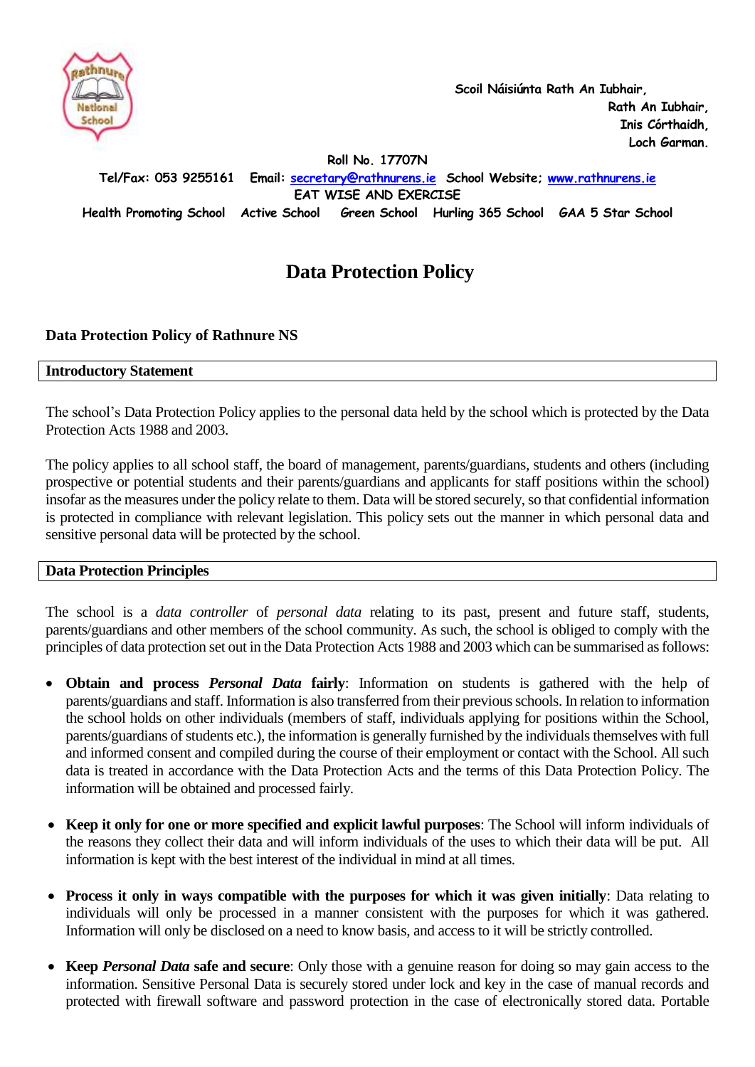Scoil Náisiúnta Rath An Iubhair,
Rath An Iubhair,
Inis Córthaidh,
Loch Garman.

Roll No. 17707N

Tel/Fax: 053 9255161 Email: secretary@rathnurens.ie School Website; www.rathnurens.ie

EAT WISE AND EXERCISE

Health Promoting School Active School Green School Hurling 365 School GAA 5 Star School

# Data Protection Policy

### Data Protection Policy of Rathnure NS

## Introductory Statement

The school's Data Protection Policy applies to the personal data held by the school which is protected by the Data Protection Acts 1988 and 2003.

The policy applies to all school staff, the board of management, parents/guardians, students and others (including prospective or potential students and their parents/guardians and applicants for staff positions within the school) insofar as the measures under the policy relate to them. Data will be stored securely, so that confidential information is protected in compliance with relevant legislation. This policy sets out the manner in which personal data and sensitive personal data will be protected by the school.

## Data Protection Principles

The school is a *data controller* of *personal data* relating to its past, present and future staff, students, parents/guardians and other members of the school community. As such, the school is obliged to comply with the principles of data protection set out in the Data Protection Acts 1988 and 2003 which can be summarised as follows:

- **Obtain and process *Personal Data* fairly**: Information on students is gathered with the help of parents/guardians and staff. Information is also transferred from their previous schools. In relation to information the school holds on other individuals (members of staff, individuals applying for positions within the School, parents/guardians of students etc.), the information is generally furnished by the individuals themselves with full and informed consent and compiled during the course of their employment or contact with the School. All such data is treated in accordance with the Data Protection Acts and the terms of this Data Protection Policy. The information will be obtained and processed fairly.

- **Keep it only for one or more specified and explicit lawful purposes**: The School will inform individuals of the reasons they collect their data and will inform individuals of the uses to which their data will be put. All information is kept with the best interest of the individual in mind at all times.

- **Process it only in ways compatible with the purposes for which it was given initially**: Data relating to individuals will only be processed in a manner consistent with the purposes for which it was gathered. Information will only be disclosed on a need to know basis, and access to it will be strictly controlled.

- **Keep *Personal Data* safe and secure**: Only those with a genuine reason for doing so may gain access to the information. Sensitive Personal Data is securely stored under lock and key in the case of manual records and protected with firewall software and password protection in the case of electronically stored data. Portable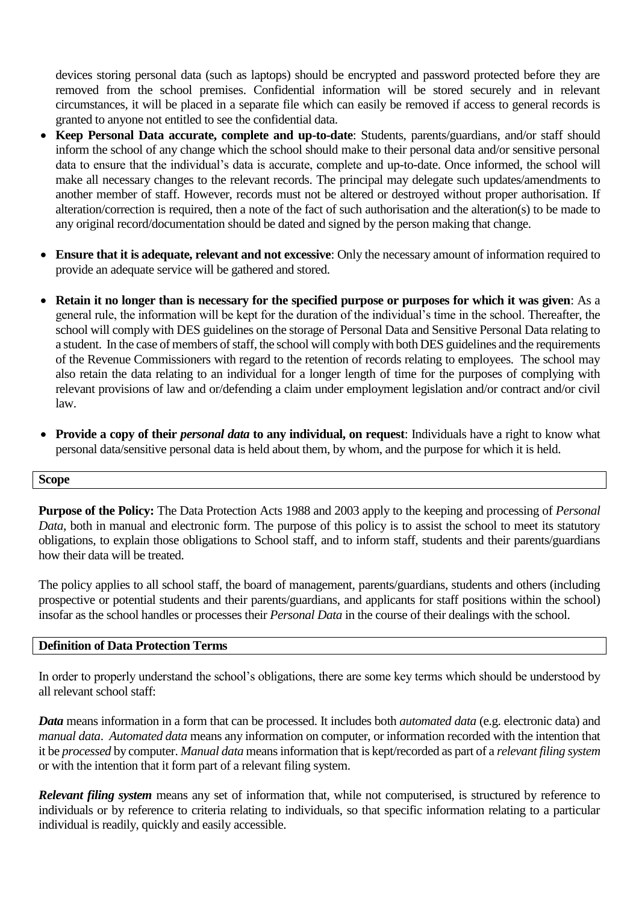devices storing personal data (such as laptops) should be encrypted and password protected before they are removed from the school premises. Confidential information will be stored securely and in relevant circumstances, it will be placed in a separate file which can easily be removed if access to general records is granted to anyone not entitled to see the confidential data.

- **Keep Personal Data accurate, complete and up-to-date**: Students, parents/guardians, and/or staff should inform the school of any change which the school should make to their personal data and/or sensitive personal data to ensure that the individual's data is accurate, complete and up-to-date. Once informed, the school will make all necessary changes to the relevant records. The principal may delegate such updates/amendments to another member of staff. However, records must not be altered or destroyed without proper authorisation. If alteration/correction is required, then a note of the fact of such authorisation and the alteration(s) to be made to any original record/documentation should be dated and signed by the person making that change.

- **Ensure that it is adequate, relevant and not excessive**: Only the necessary amount of information required to provide an adequate service will be gathered and stored.

- **Retain it no longer than is necessary for the specified purpose or purposes for which it was given**: As a general rule, the information will be kept for the duration of the individual's time in the school. Thereafter, the school will comply with DES guidelines on the storage of Personal Data and Sensitive Personal Data relating to a student. In the case of members of staff, the school will comply with both DES guidelines and the requirements of the Revenue Commissioners with regard to the retention of records relating to employees. The school may also retain the data relating to an individual for a longer length of time for the purposes of complying with relevant provisions of law and or/defending a claim under employment legislation and/or contract and/or civil law.

- **Provide a copy of their *personal data* to any individual, on request**: Individuals have a right to know what personal data/sensitive personal data is held about them, by whom, and the purpose for which it is held.

## Scope

**Purpose of the Policy:** The Data Protection Acts 1988 and 2003 apply to the keeping and processing of *Personal Data*, both in manual and electronic form. The purpose of this policy is to assist the school to meet its statutory obligations, to explain those obligations to School staff, and to inform staff, students and their parents/guardians how their data will be treated.

The policy applies to all school staff, the board of management, parents/guardians, students and others (including prospective or potential students and their parents/guardians, and applicants for staff positions within the school) insofar as the school handles or processes their *Personal Data* in the course of their dealings with the school.

## Definition of Data Protection Terms

In order to properly understand the school's obligations, there are some key terms which should be understood by all relevant school staff:

***Data*** means information in a form that can be processed. It includes both *automated data* (e.g. electronic data) and *manual data*. *Automated data* means any information on computer, or information recorded with the intention that it be *processed* by computer. *Manual data* means information that is kept/recorded as part of a *relevant filing system* or with the intention that it form part of a relevant filing system.

***Relevant filing system*** means any set of information that, while not computerised, is structured by reference to individuals or by reference to criteria relating to individuals, so that specific information relating to a particular individual is readily, quickly and easily accessible.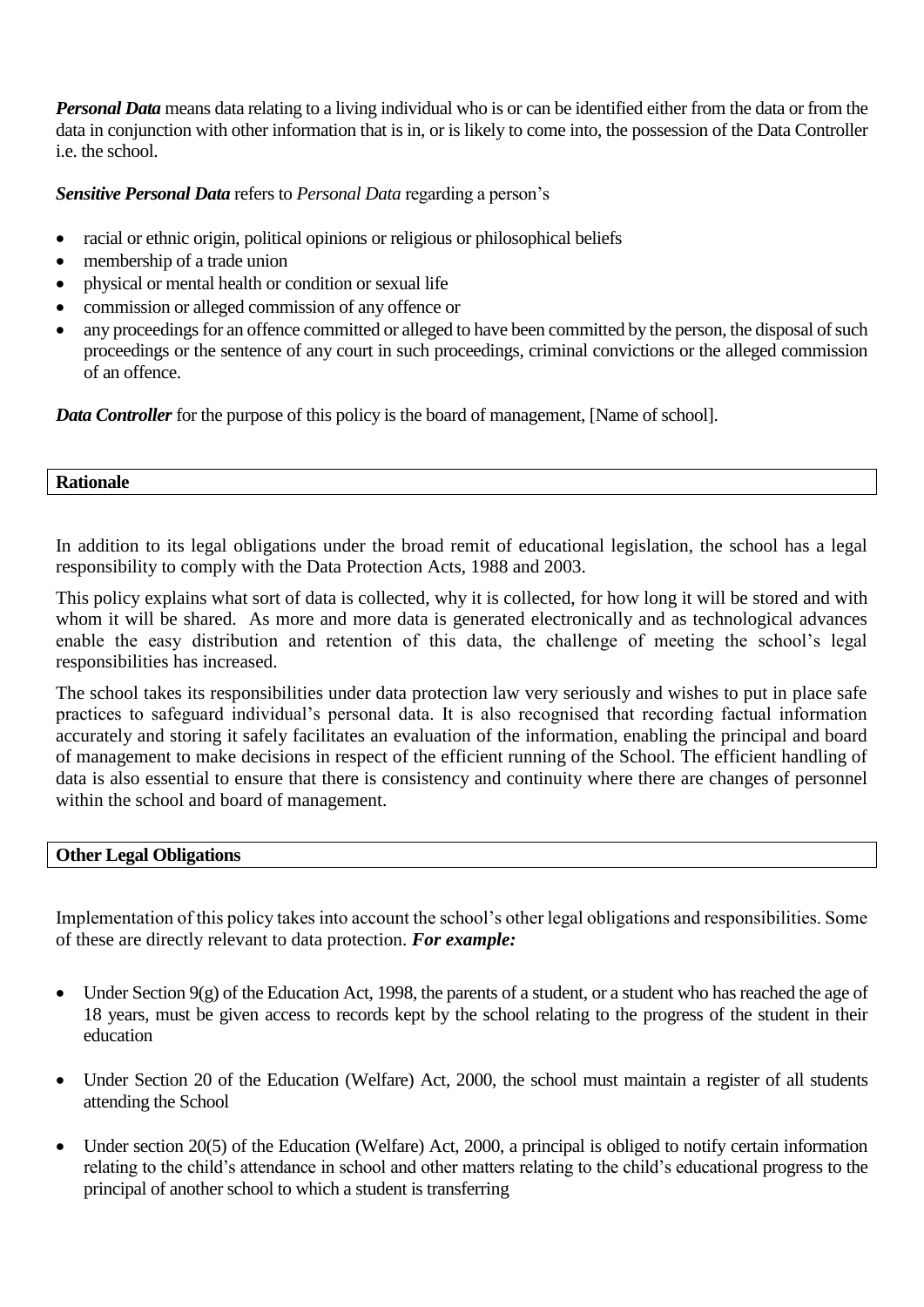***Personal Data*** means data relating to a living individual who is or can be identified either from the data or from the data in conjunction with other information that is in, or is likely to come into, the possession of the Data Controller i.e. the school.

***Sensitive Personal Data*** refers to *Personal Data* regarding a person's

- racial or ethnic origin, political opinions or religious or philosophical beliefs
- membership of a trade union
- physical or mental health or condition or sexual life
- commission or alleged commission of any offence or
- any proceedings for an offence committed or alleged to have been committed by the person, the disposal of such proceedings or the sentence of any court in such proceedings, criminal convictions or the alleged commission of an offence.

***Data Controller*** for the purpose of this policy is the board of management, [Name of school].

## Rationale

In addition to its legal obligations under the broad remit of educational legislation, the school has a legal responsibility to comply with the Data Protection Acts, 1988 and 2003.

This policy explains what sort of data is collected, why it is collected, for how long it will be stored and with whom it will be shared. As more and more data is generated electronically and as technological advances enable the easy distribution and retention of this data, the challenge of meeting the school's legal responsibilities has increased.

The school takes its responsibilities under data protection law very seriously and wishes to put in place safe practices to safeguard individual's personal data. It is also recognised that recording factual information accurately and storing it safely facilitates an evaluation of the information, enabling the principal and board of management to make decisions in respect of the efficient running of the School. The efficient handling of data is also essential to ensure that there is consistency and continuity where there are changes of personnel within the school and board of management.

## Other Legal Obligations

Implementation of this policy takes into account the school's other legal obligations and responsibilities. Some of these are directly relevant to data protection. ***For example:***

- Under Section 9(g) of the Education Act, 1998, the parents of a student, or a student who has reached the age of 18 years, must be given access to records kept by the school relating to the progress of the student in their education

- Under Section 20 of the Education (Welfare) Act, 2000, the school must maintain a register of all students attending the School

- Under section 20(5) of the Education (Welfare) Act, 2000, a principal is obliged to notify certain information relating to the child's attendance in school and other matters relating to the child's educational progress to the principal of another school to which a student is transferring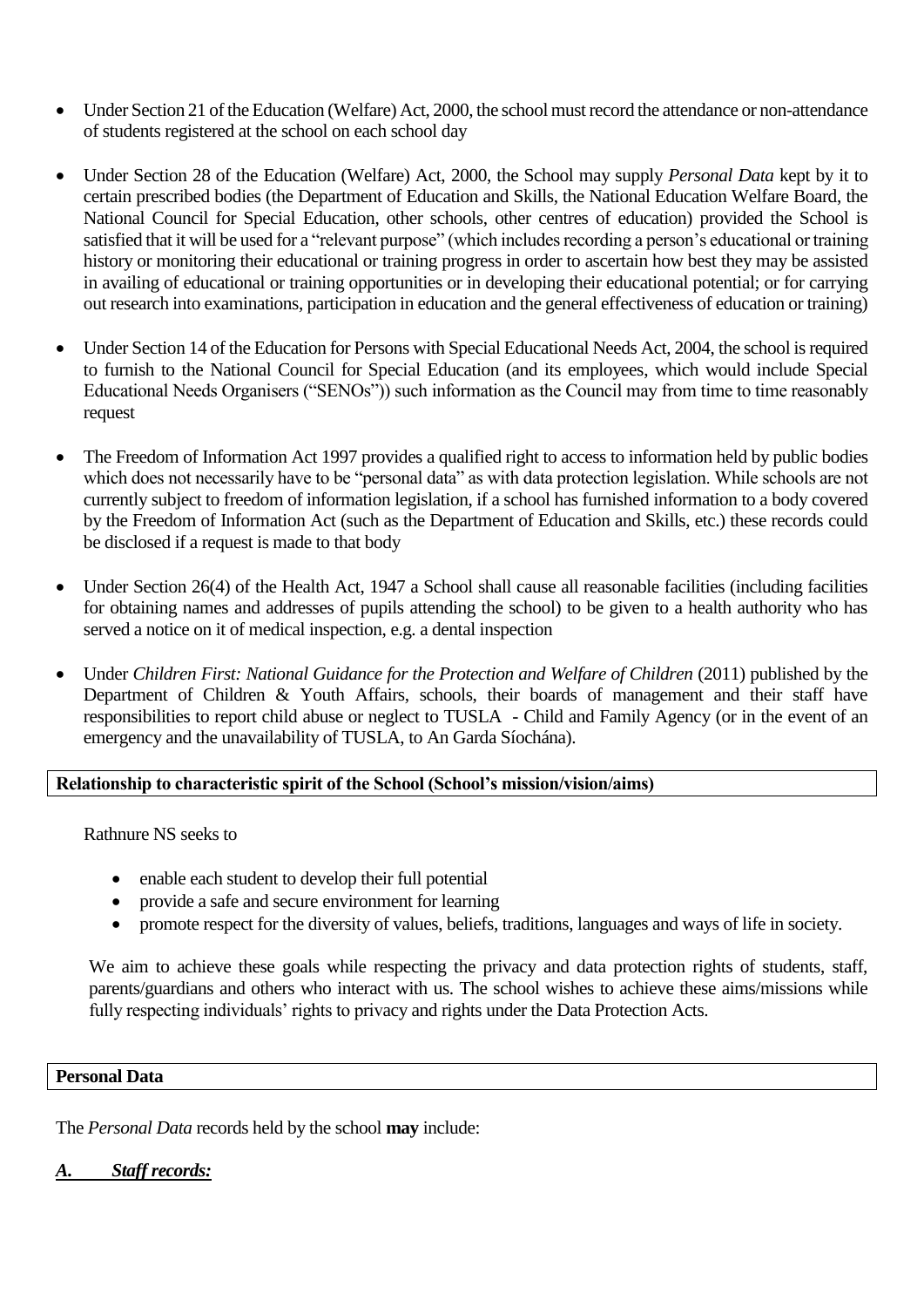- Under Section 21 of the Education (Welfare) Act, 2000, the school must record the attendance or non-attendance of students registered at the school on each school day

- Under Section 28 of the Education (Welfare) Act, 2000, the School may supply *Personal Data* kept by it to certain prescribed bodies (the Department of Education and Skills, the National Education Welfare Board, the National Council for Special Education, other schools, other centres of education) provided the School is satisfied that it will be used for a "relevant purpose" (which includes recording a person's educational or training history or monitoring their educational or training progress in order to ascertain how best they may be assisted in availing of educational or training opportunities or in developing their educational potential; or for carrying out research into examinations, participation in education and the general effectiveness of education or training)

- Under Section 14 of the Education for Persons with Special Educational Needs Act, 2004, the school is required to furnish to the National Council for Special Education (and its employees, which would include Special Educational Needs Organisers ("SENOs")) such information as the Council may from time to time reasonably request

- The Freedom of Information Act 1997 provides a qualified right to access to information held by public bodies which does not necessarily have to be "personal data" as with data protection legislation. While schools are not currently subject to freedom of information legislation, if a school has furnished information to a body covered by the Freedom of Information Act (such as the Department of Education and Skills, etc.) these records could be disclosed if a request is made to that body

- Under Section 26(4) of the Health Act, 1947 a School shall cause all reasonable facilities (including facilities for obtaining names and addresses of pupils attending the school) to be given to a health authority who has served a notice on it of medical inspection, e.g. a dental inspection

- Under *Children First: National Guidance for the Protection and Welfare of Children* (2011) published by the Department of Children & Youth Affairs, schools, their boards of management and their staff have responsibilities to report child abuse or neglect to TUSLA - Child and Family Agency (or in the event of an emergency and the unavailability of TUSLA, to An Garda Síochána).

**Relationship to characteristic spirit of the School (School's mission/vision/aims)**

Rathnure NS seeks to

- enable each student to develop their full potential
- provide a safe and secure environment for learning
- promote respect for the diversity of values, beliefs, traditions, languages and ways of life in society.

We aim to achieve these goals while respecting the privacy and data protection rights of students, staff, parents/guardians and others who interact with us. The school wishes to achieve these aims/missions while fully respecting individuals' rights to privacy and rights under the Data Protection Acts.

**Personal Data**

The *Personal Data* records held by the school **may** include:

***A. Staff records:***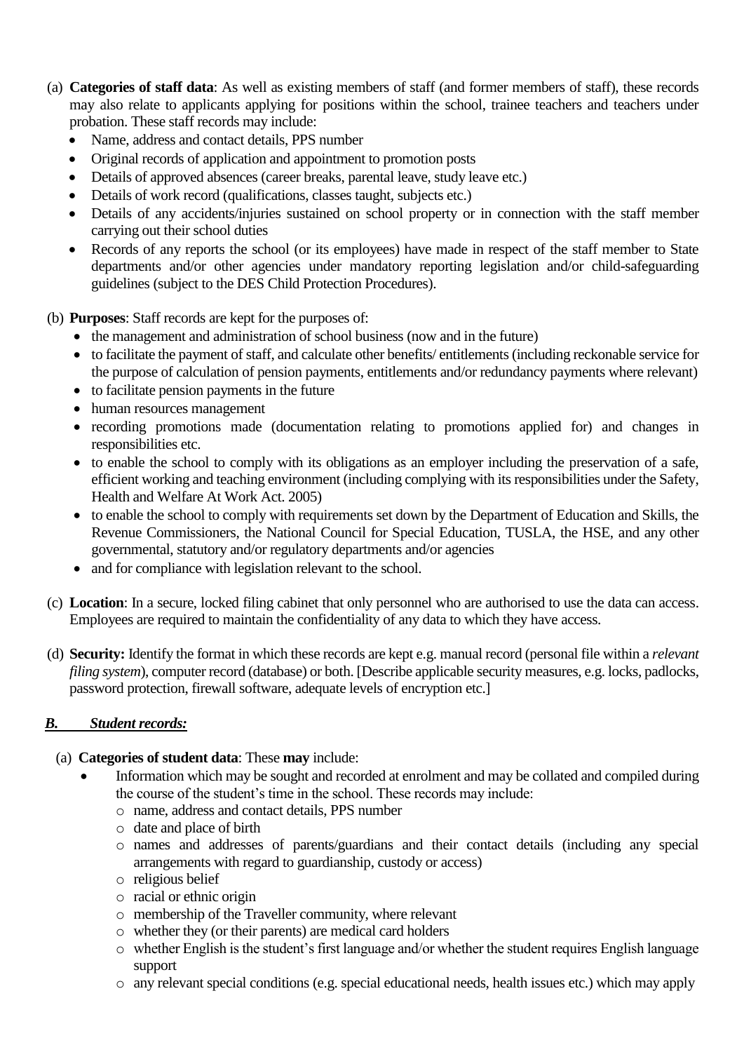(a) **Categories of staff data**: As well as existing members of staff (and former members of staff), these records may also relate to applicants applying for positions within the school, trainee teachers and teachers under probation. These staff records may include:

- Name, address and contact details, PPS number
- Original records of application and appointment to promotion posts
- Details of approved absences (career breaks, parental leave, study leave etc.)
- Details of work record (qualifications, classes taught, subjects etc.)
- Details of any accidents/injuries sustained on school property or in connection with the staff member carrying out their school duties
- Records of any reports the school (or its employees) have made in respect of the staff member to State departments and/or other agencies under mandatory reporting legislation and/or child-safeguarding guidelines (subject to the DES Child Protection Procedures).

(b) **Purposes**: Staff records are kept for the purposes of:

- the management and administration of school business (now and in the future)
- to facilitate the payment of staff, and calculate other benefits/ entitlements (including reckonable service for the purpose of calculation of pension payments, entitlements and/or redundancy payments where relevant)
- to facilitate pension payments in the future
- human resources management
- recording promotions made (documentation relating to promotions applied for) and changes in responsibilities etc.
- to enable the school to comply with its obligations as an employer including the preservation of a safe, efficient working and teaching environment (including complying with its responsibilities under the Safety, Health and Welfare At Work Act. 2005)
- to enable the school to comply with requirements set down by the Department of Education and Skills, the Revenue Commissioners, the National Council for Special Education, TUSLA, the HSE, and any other governmental, statutory and/or regulatory departments and/or agencies
- and for compliance with legislation relevant to the school.

(c) **Location**: In a secure, locked filing cabinet that only personnel who are authorised to use the data can access. Employees are required to maintain the confidentiality of any data to which they have access.

(d) **Security:** Identify the format in which these records are kept e.g. manual record (personal file within a *relevant filing system*), computer record (database) or both. [Describe applicable security measures, e.g. locks, padlocks, password protection, firewall software, adequate levels of encryption etc.]

### ***B. Student records:***

(a) **Categories of student data**: These **may** include:

- Information which may be sought and recorded at enrolment and may be collated and compiled during the course of the student's time in the school. These records may include:
    - name, address and contact details, PPS number
    - date and place of birth
    - names and addresses of parents/guardians and their contact details (including any special arrangements with regard to guardianship, custody or access)
    - religious belief
    - racial or ethnic origin
    - membership of the Traveller community, where relevant
    - whether they (or their parents) are medical card holders
    - whether English is the student's first language and/or whether the student requires English language support
    - any relevant special conditions (e.g. special educational needs, health issues etc.) which may apply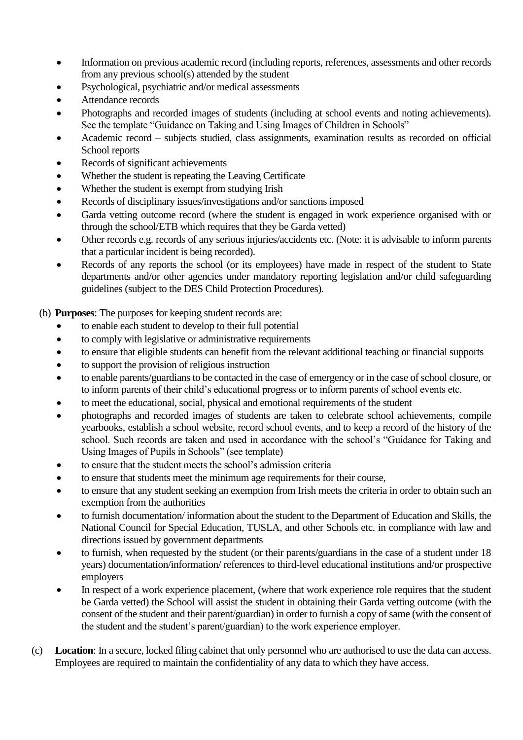- Information on previous academic record (including reports, references, assessments and other records from any previous school(s) attended by the student
- Psychological, psychiatric and/or medical assessments
- Attendance records
- Photographs and recorded images of students (including at school events and noting achievements). See the template "Guidance on Taking and Using Images of Children in Schools"
- Academic record – subjects studied, class assignments, examination results as recorded on official School reports
- Records of significant achievements
- Whether the student is repeating the Leaving Certificate
- Whether the student is exempt from studying Irish
- Records of disciplinary issues/investigations and/or sanctions imposed
- Garda vetting outcome record (where the student is engaged in work experience organised with or through the school/ETB which requires that they be Garda vetted)
- Other records e.g. records of any serious injuries/accidents etc. (Note: it is advisable to inform parents that a particular incident is being recorded).
- Records of any reports the school (or its employees) have made in respect of the student to State departments and/or other agencies under mandatory reporting legislation and/or child safeguarding guidelines (subject to the DES Child Protection Procedures).

(b) **Purposes**: The purposes for keeping student records are:

- to enable each student to develop to their full potential
- to comply with legislative or administrative requirements
- to ensure that eligible students can benefit from the relevant additional teaching or financial supports
- to support the provision of religious instruction
- to enable parents/guardians to be contacted in the case of emergency or in the case of school closure, or to inform parents of their child's educational progress or to inform parents of school events etc.
- to meet the educational, social, physical and emotional requirements of the student
- photographs and recorded images of students are taken to celebrate school achievements, compile yearbooks, establish a school website, record school events, and to keep a record of the history of the school. Such records are taken and used in accordance with the school's "Guidance for Taking and Using Images of Pupils in Schools" (see template)
- to ensure that the student meets the school's admission criteria
- to ensure that students meet the minimum age requirements for their course,
- to ensure that any student seeking an exemption from Irish meets the criteria in order to obtain such an exemption from the authorities
- to furnish documentation/ information about the student to the Department of Education and Skills, the National Council for Special Education, TUSLA, and other Schools etc. in compliance with law and directions issued by government departments
- to furnish, when requested by the student (or their parents/guardians in the case of a student under 18 years) documentation/information/ references to third-level educational institutions and/or prospective employers
- In respect of a work experience placement, (where that work experience role requires that the student be Garda vetted) the School will assist the student in obtaining their Garda vetting outcome (with the consent of the student and their parent/guardian) in order to furnish a copy of same (with the consent of the student and the student's parent/guardian) to the work experience employer.

(c) **Location**: In a secure, locked filing cabinet that only personnel who are authorised to use the data can access. Employees are required to maintain the confidentiality of any data to which they have access.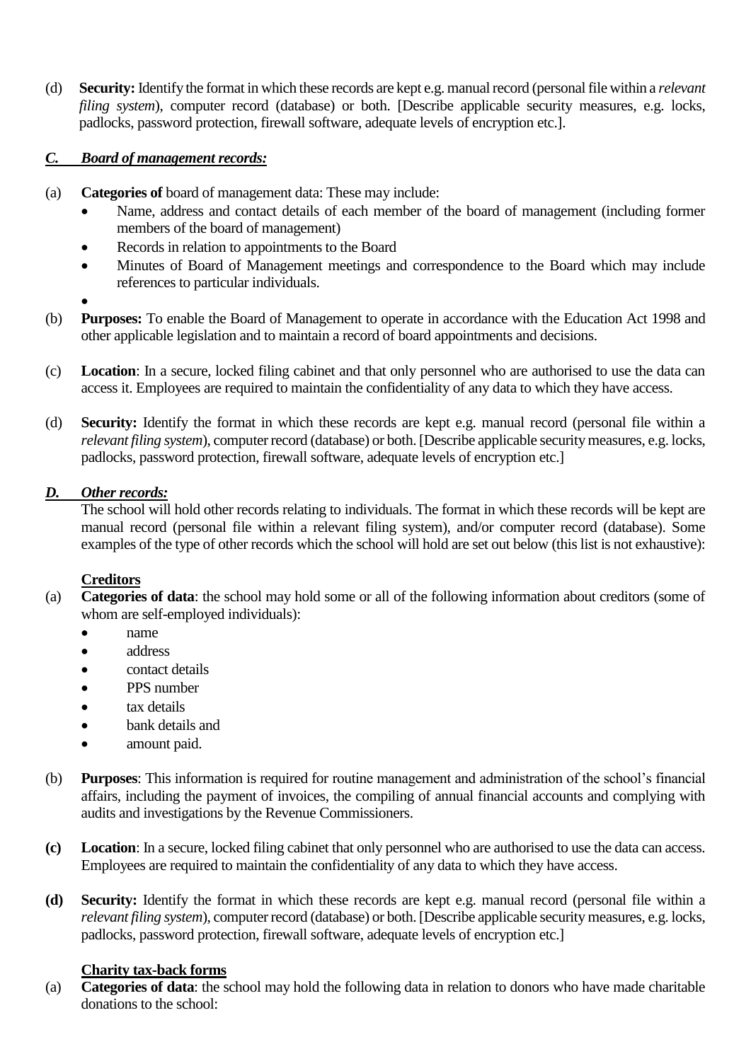(d) **Security:** Identify the format in which these records are kept e.g. manual record (personal file within a *relevant filing system*), computer record (database) or both. [Describe applicable security measures, e.g. locks, padlocks, password protection, firewall software, adequate levels of encryption etc.].

***C. Board of management records:***

(a) **Categories of** board of management data: These may include:

- Name, address and contact details of each member of the board of management (including former members of the board of management)
- Records in relation to appointments to the Board
- Minutes of Board of Management meetings and correspondence to the Board which may include references to particular individuals.
-

(b) **Purposes:** To enable the Board of Management to operate in accordance with the Education Act 1998 and other applicable legislation and to maintain a record of board appointments and decisions.

(c) **Location**: In a secure, locked filing cabinet and that only personnel who are authorised to use the data can access it. Employees are required to maintain the confidentiality of any data to which they have access.

(d) **Security:** Identify the format in which these records are kept e.g. manual record (personal file within a *relevant filing system*), computer record (database) or both. [Describe applicable security measures, e.g. locks, padlocks, password protection, firewall software, adequate levels of encryption etc.]

***D. Other records:***

The school will hold other records relating to individuals. The format in which these records will be kept are manual record (personal file within a relevant filing system), and/or computer record (database). Some examples of the type of other records which the school will hold are set out below (this list is not exhaustive):

**Creditors**

(a) **Categories of data**: the school may hold some or all of the following information about creditors (some of whom are self-employed individuals):

- name
- address
- contact details
- PPS number
- tax details
- bank details and
- amount paid.

(b) **Purposes**: This information is required for routine management and administration of the school's financial affairs, including the payment of invoices, the compiling of annual financial accounts and complying with audits and investigations by the Revenue Commissioners.

**(c)** **Location**: In a secure, locked filing cabinet that only personnel who are authorised to use the data can access. Employees are required to maintain the confidentiality of any data to which they have access.

**(d)** **Security:** Identify the format in which these records are kept e.g. manual record (personal file within a *relevant filing system*), computer record (database) or both. [Describe applicable security measures, e.g. locks, padlocks, password protection, firewall software, adequate levels of encryption etc.]

**Charity tax-back forms**

(a) **Categories of data**: the school may hold the following data in relation to donors who have made charitable donations to the school: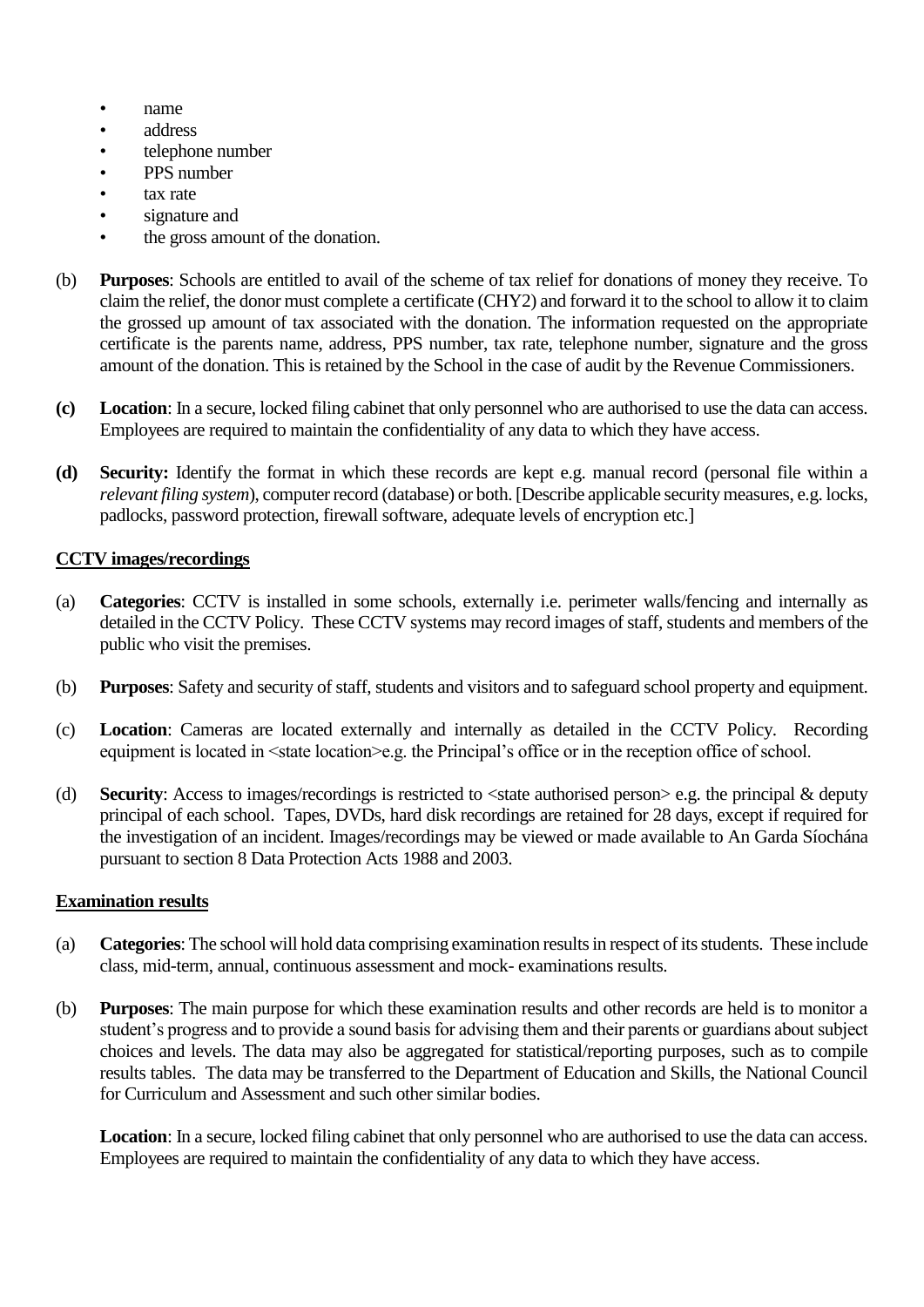- name
- address
- telephone number
- PPS number
- tax rate
- signature and
- the gross amount of the donation.

(b) **Purposes**: Schools are entitled to avail of the scheme of tax relief for donations of money they receive. To claim the relief, the donor must complete a certificate (CHY2) and forward it to the school to allow it to claim the grossed up amount of tax associated with the donation. The information requested on the appropriate certificate is the parents name, address, PPS number, tax rate, telephone number, signature and the gross amount of the donation. This is retained by the School in the case of audit by the Revenue Commissioners.

**(c)** **Location**: In a secure, locked filing cabinet that only personnel who are authorised to use the data can access. Employees are required to maintain the confidentiality of any data to which they have access.

**(d)** **Security:** Identify the format in which these records are kept e.g. manual record (personal file within a *relevant filing system*), computer record (database) or both. [Describe applicable security measures, e.g. locks, padlocks, password protection, firewall software, adequate levels of encryption etc.]

**CCTV images/recordings**

(a) **Categories**: CCTV is installed in some schools, externally i.e. perimeter walls/fencing and internally as detailed in the CCTV Policy. These CCTV systems may record images of staff, students and members of the public who visit the premises.

(b) **Purposes**: Safety and security of staff, students and visitors and to safeguard school property and equipment.

(c) **Location**: Cameras are located externally and internally as detailed in the CCTV Policy. Recording equipment is located in <state location>e.g. the Principal's office or in the reception office of school.

(d) **Security**: Access to images/recordings is restricted to <state authorised person> e.g. the principal & deputy principal of each school. Tapes, DVDs, hard disk recordings are retained for 28 days, except if required for the investigation of an incident. Images/recordings may be viewed or made available to An Garda Síochána pursuant to section 8 Data Protection Acts 1988 and 2003.

**Examination results**

(a) **Categories**: The school will hold data comprising examination results in respect of its students. These include class, mid-term, annual, continuous assessment and mock- examinations results.

(b) **Purposes**: The main purpose for which these examination results and other records are held is to monitor a student's progress and to provide a sound basis for advising them and their parents or guardians about subject choices and levels. The data may also be aggregated for statistical/reporting purposes, such as to compile results tables. The data may be transferred to the Department of Education and Skills, the National Council for Curriculum and Assessment and such other similar bodies.

**Location**: In a secure, locked filing cabinet that only personnel who are authorised to use the data can access. Employees are required to maintain the confidentiality of any data to which they have access.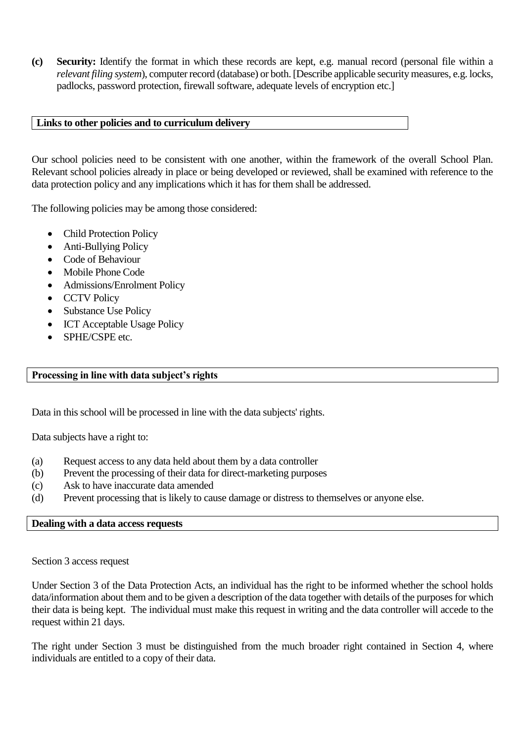**(c)** **Security:** Identify the format in which these records are kept, e.g. manual record (personal file within a *relevant filing system*), computer record (database) or both. [Describe applicable security measures, e.g. locks, padlocks, password protection, firewall software, adequate levels of encryption etc.]

## Links to other policies and to curriculum delivery

Our school policies need to be consistent with one another, within the framework of the overall School Plan. Relevant school policies already in place or being developed or reviewed, shall be examined with reference to the data protection policy and any implications which it has for them shall be addressed.

The following policies may be among those considered:

- Child Protection Policy
- Anti-Bullying Policy
- Code of Behaviour
- Mobile Phone Code
- Admissions/Enrolment Policy
- CCTV Policy
- Substance Use Policy
- ICT Acceptable Usage Policy
- SPHE/CSPE etc.

## Processing in line with data subject's rights

Data in this school will be processed in line with the data subjects' rights.

Data subjects have a right to:

(a) Request access to any data held about them by a data controller
(b) Prevent the processing of their data for direct-marketing purposes
(c) Ask to have inaccurate data amended
(d) Prevent processing that is likely to cause damage or distress to themselves or anyone else.

## Dealing with a data access requests

Section 3 access request

Under Section 3 of the Data Protection Acts, an individual has the right to be informed whether the school holds data/information about them and to be given a description of the data together with details of the purposes for which their data is being kept. The individual must make this request in writing and the data controller will accede to the request within 21 days.

The right under Section 3 must be distinguished from the much broader right contained in Section 4, where individuals are entitled to a copy of their data.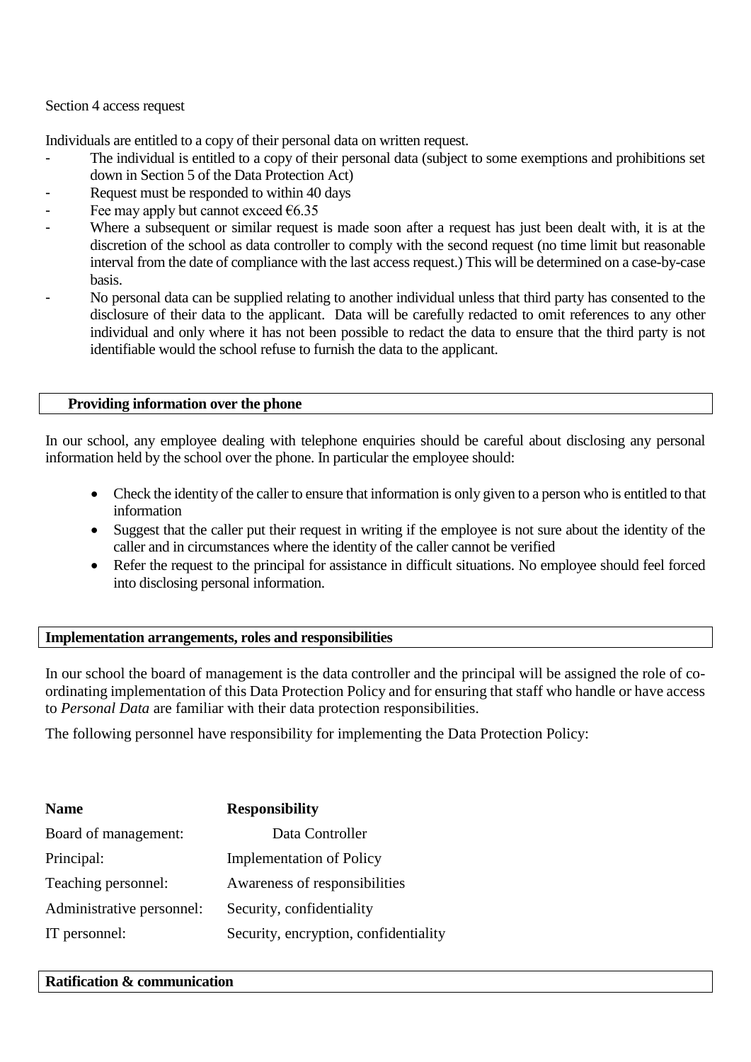Section 4 access request

Individuals are entitled to a copy of their personal data on written request.

- The individual is entitled to a copy of their personal data (subject to some exemptions and prohibitions set down in Section 5 of the Data Protection Act)
- Request must be responded to within 40 days
- Fee may apply but cannot exceed €6.35
- Where a subsequent or similar request is made soon after a request has just been dealt with, it is at the discretion of the school as data controller to comply with the second request (no time limit but reasonable interval from the date of compliance with the last access request.) This will be determined on a case-by-case basis.
- No personal data can be supplied relating to another individual unless that third party has consented to the disclosure of their data to the applicant. Data will be carefully redacted to omit references to any other individual and only where it has not been possible to redact the data to ensure that the third party is not identifiable would the school refuse to furnish the data to the applicant.

## Providing information over the phone

In our school, any employee dealing with telephone enquiries should be careful about disclosing any personal information held by the school over the phone. In particular the employee should:

- Check the identity of the caller to ensure that information is only given to a person who is entitled to that information
- Suggest that the caller put their request in writing if the employee is not sure about the identity of the caller and in circumstances where the identity of the caller cannot be verified
- Refer the request to the principal for assistance in difficult situations. No employee should feel forced into disclosing personal information.

## Implementation arrangements, roles and responsibilities

In our school the board of management is the data controller and the principal will be assigned the role of co-ordinating implementation of this Data Protection Policy and for ensuring that staff who handle or have access to *Personal Data* are familiar with their data protection responsibilities.

The following personnel have responsibility for implementing the Data Protection Policy:

| Name | Responsibility |
|---|---|
| Board of management: | Data Controller |
| Principal: | Implementation of Policy |
| Teaching personnel: | Awareness of responsibilities |
| Administrative personnel: | Security, confidentiality |
| IT personnel: | Security, encryption, confidentiality |

## Ratification & communication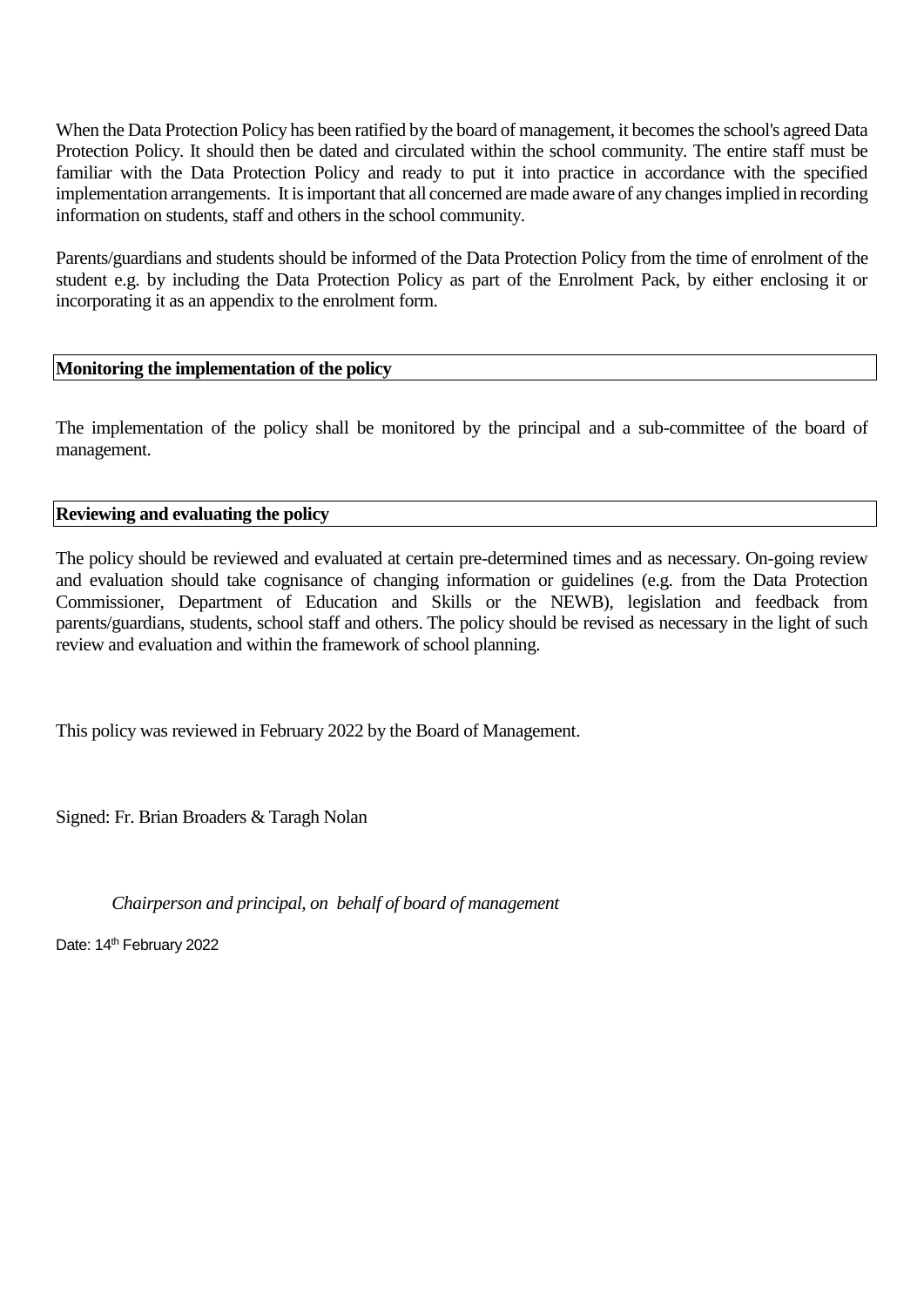When the Data Protection Policy has been ratified by the board of management, it becomes the school's agreed Data Protection Policy. It should then be dated and circulated within the school community. The entire staff must be familiar with the Data Protection Policy and ready to put it into practice in accordance with the specified implementation arrangements. It is important that all concerned are made aware of any changes implied in recording information on students, staff and others in the school community.

Parents/guardians and students should be informed of the Data Protection Policy from the time of enrolment of the student e.g. by including the Data Protection Policy as part of the Enrolment Pack, by either enclosing it or incorporating it as an appendix to the enrolment form.

**Monitoring the implementation of the policy**

The implementation of the policy shall be monitored by the principal and a sub-committee of the board of management.

**Reviewing and evaluating the policy**

The policy should be reviewed and evaluated at certain pre-determined times and as necessary. On-going review and evaluation should take cognisance of changing information or guidelines (e.g. from the Data Protection Commissioner, Department of Education and Skills or the NEWB), legislation and feedback from parents/guardians, students, school staff and others. The policy should be revised as necessary in the light of such review and evaluation and within the framework of school planning.

This policy was reviewed in February 2022 by the Board of Management.

Signed: Fr. Brian Broaders & Taragh Nolan

*Chairperson and principal, on behalf of board of management*

Date: 14th February 2022